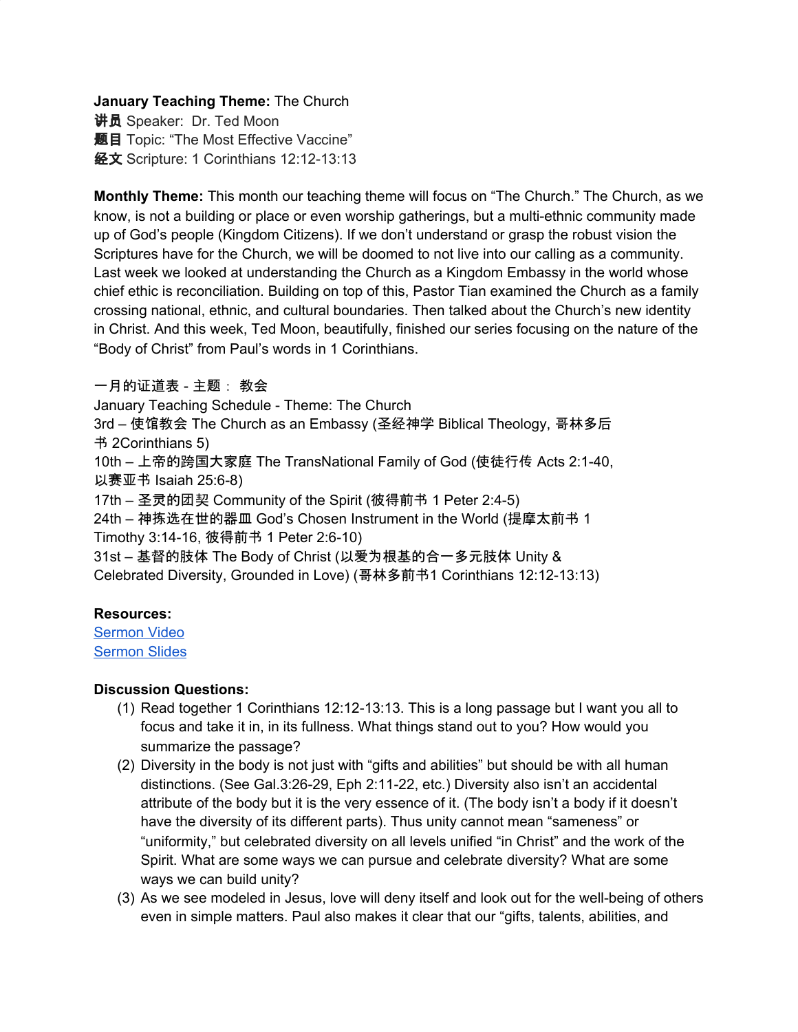**January Teaching Theme:** The Church
**讲员** Speaker: Dr. Ted Moon
**题目** Topic: "The Most Effective Vaccine"
**经文** Scripture: 1 Corinthians 12:12-13:13

**Monthly Theme:** This month our teaching theme will focus on "The Church." The Church, as we know, is not a building or place or even worship gatherings, but a multi-ethnic community made up of God's people (Kingdom Citizens). If we don't understand or grasp the robust vision the Scriptures have for the Church, we will be doomed to not live into our calling as a community. Last week we looked at understanding the Church as a Kingdom Embassy in the world whose chief ethic is reconciliation. Building on top of this, Pastor Tian examined the Church as a family crossing national, ethnic, and cultural boundaries. Then talked about the Church's new identity in Christ. And this week, Ted Moon, beautifully, finished our series focusing on the nature of the "Body of Christ" from Paul's words in 1 Corinthians.

一月的证道表 - 主题： 教会
January Teaching Schedule - Theme: The Church
3rd – 使馆教会 The Church as an Embassy (圣经神学 Biblical Theology, 哥林多后书 2Corinthians 5)
10th – 上帝的跨国大家庭 The TransNational Family of God (使徒行传 Acts 2:1-40, 以赛亚书 Isaiah 25:6-8)
17th – 圣灵的团契 Community of the Spirit (彼得前书 1 Peter 2:4-5)
24th – 神拣选在世的器皿 God's Chosen Instrument in the World (提摩太前书 1 Timothy 3:14-16, 彼得前书 1 Peter 2:6-10)
31st – 基督的肢体 The Body of Christ (以爱为根基的合一多元肢体 Unity & Celebrated Diversity, Grounded in Love) (哥林多前书1 Corinthians 12:12-13:13)

**Resources:**
Sermon Video
Sermon Slides

**Discussion Questions:**

(1) Read together 1 Corinthians 12:12-13:13. This is a long passage but I want you all to focus and take it in, in its fullness. What things stand out to you? How would you summarize the passage?

(2) Diversity in the body is not just with "gifts and abilities" but should be with all human distinctions. (See Gal.3:26-29, Eph 2:11-22, etc.) Diversity also isn't an accidental attribute of the body but it is the very essence of it. (The body isn't a body if it doesn't have the diversity of its different parts). Thus unity cannot mean "sameness" or "uniformity," but celebrated diversity on all levels unified "in Christ" and the work of the Spirit. What are some ways we can pursue and celebrate diversity? What are some ways we can build unity?

(3) As we see modeled in Jesus, love will deny itself and look out for the well-being of others even in simple matters. Paul also makes it clear that our "gifts, talents, abilities, and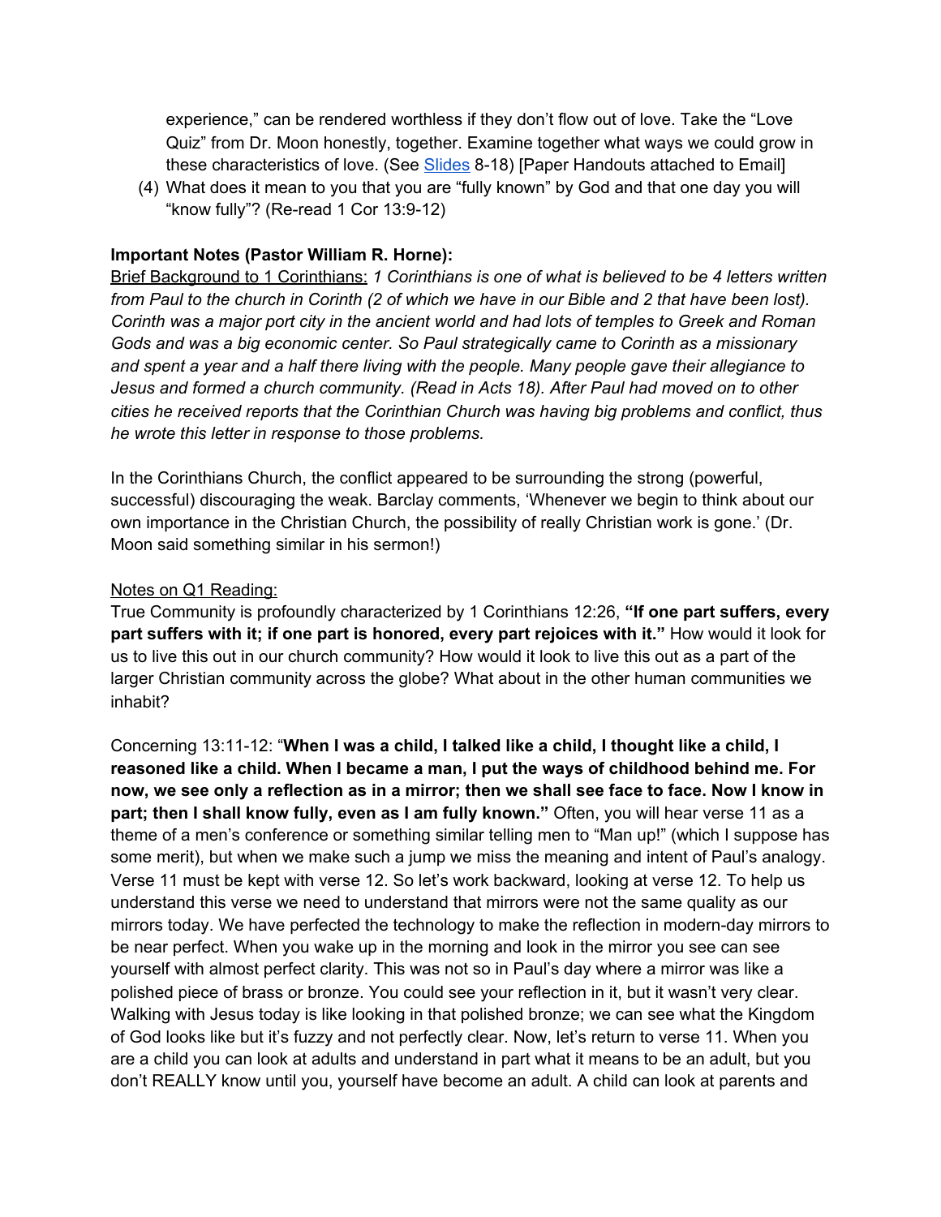experience," can be rendered worthless if they don't flow out of love. Take the "Love Quiz" from Dr. Moon honestly, together. Examine together what ways we could grow in these characteristics of love. (See Slides 8-18) [Paper Handouts attached to Email]

(4) What does it mean to you that you are "fully known" by God and that one day you will "know fully"? (Re-read 1 Cor 13:9-12)

**Important Notes (Pastor William R. Horne):**

Brief Background to 1 Corinthians: *1 Corinthians is one of what is believed to be 4 letters written from Paul to the church in Corinth (2 of which we have in our Bible and 2 that have been lost). Corinth was a major port city in the ancient world and had lots of temples to Greek and Roman Gods and was a big economic center. So Paul strategically came to Corinth as a missionary and spent a year and a half there living with the people. Many people gave their allegiance to Jesus and formed a church community. (Read in Acts 18). After Paul had moved on to other cities he received reports that the Corinthian Church was having big problems and conflict, thus he wrote this letter in response to those problems.*

In the Corinthians Church, the conflict appeared to be surrounding the strong (powerful, successful) discouraging the weak. Barclay comments, 'Whenever we begin to think about our own importance in the Christian Church, the possibility of really Christian work is gone.' (Dr. Moon said something similar in his sermon!)

Notes on Q1 Reading:

True Community is profoundly characterized by 1 Corinthians 12:26, **"If one part suffers, every part suffers with it; if one part is honored, every part rejoices with it."** How would it look for us to live this out in our church community? How would it look to live this out as a part of the larger Christian community across the globe? What about in the other human communities we inhabit?

Concerning 13:11-12: "**When I was a child, I talked like a child, I thought like a child, I reasoned like a child. When I became a man, I put the ways of childhood behind me. For now, we see only a reflection as in a mirror; then we shall see face to face. Now I know in part; then I shall know fully, even as I am fully known."** Often, you will hear verse 11 as a theme of a men's conference or something similar telling men to "Man up!" (which I suppose has some merit), but when we make such a jump we miss the meaning and intent of Paul's analogy. Verse 11 must be kept with verse 12. So let's work backward, looking at verse 12. To help us understand this verse we need to understand that mirrors were not the same quality as our mirrors today. We have perfected the technology to make the reflection in modern-day mirrors to be near perfect. When you wake up in the morning and look in the mirror you see can see yourself with almost perfect clarity. This was not so in Paul's day where a mirror was like a polished piece of brass or bronze. You could see your reflection in it, but it wasn't very clear. Walking with Jesus today is like looking in that polished bronze; we can see what the Kingdom of God looks like but it's fuzzy and not perfectly clear. Now, let's return to verse 11. When you are a child you can look at adults and understand in part what it means to be an adult, but you don't REALLY know until you, yourself have become an adult. A child can look at parents and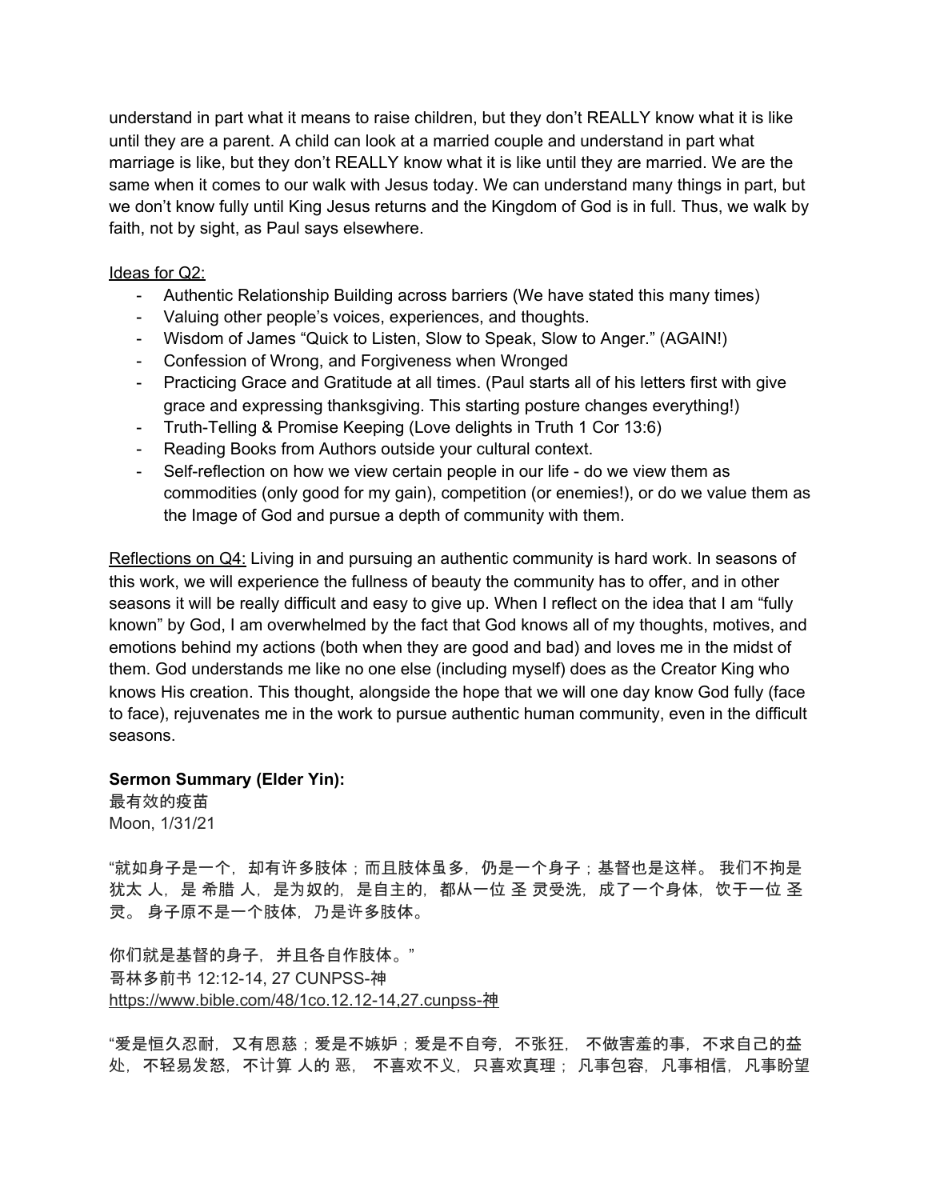understand in part what it means to raise children, but they don't REALLY know what it is like until they are a parent. A child can look at a married couple and understand in part what marriage is like, but they don't REALLY know what it is like until they are married. We are the same when it comes to our walk with Jesus today. We can understand many things in part, but we don't know fully until King Jesus returns and the Kingdom of God is in full. Thus, we walk by faith, not by sight, as Paul says elsewhere.

<u>Ideas for Q2:</u>

- Authentic Relationship Building across barriers (We have stated this many times)
- Valuing other people's voices, experiences, and thoughts.
- Wisdom of James "Quick to Listen, Slow to Speak, Slow to Anger." (AGAIN!)
- Confession of Wrong, and Forgiveness when Wronged
- Practicing Grace and Gratitude at all times. (Paul starts all of his letters first with give grace and expressing thanksgiving. This starting posture changes everything!)
- Truth-Telling & Promise Keeping (Love delights in Truth 1 Cor 13:6)
- Reading Books from Authors outside your cultural context.
- Self-reflection on how we view certain people in our life - do we view them as commodities (only good for my gain), competition (or enemies!), or do we value them as the Image of God and pursue a depth of community with them.

<u>Reflections on Q4:</u> Living in and pursuing an authentic community is hard work. In seasons of this work, we will experience the fullness of beauty the community has to offer, and in other seasons it will be really difficult and easy to give up. When I reflect on the idea that I am "fully known" by God, I am overwhelmed by the fact that God knows all of my thoughts, motives, and emotions behind my actions (both when they are good and bad) and loves me in the midst of them. God understands me like no one else (including myself) does as the Creator King who knows His creation. This thought, alongside the hope that we will one day know God fully (face to face), rejuvenates me in the work to pursue authentic human community, even in the difficult seasons.

**Sermon Summary (Elder Yin):**

最有效的疫苗
Moon, 1/31/21

"就如身子是一个，却有许多肢体；而且肢体虽多，仍是一个身子；基督也是这样。 我们不拘是 犹太 人，是 希腊 人，是为奴的，是自主的，都从一位 圣 灵受洗，成了一个身体，饮于一位 圣 灵。 身子原不是一个肢体，乃是许多肢体。

你们就是基督的身子，并且各自作肢体。"
哥林多前书 12:12-14, 27 CUNPSS-神
https://www.bible.com/48/1co.12.12-14,27.cunpss-神

"爱是恒久忍耐，又有恩慈；爱是不嫉妒；爱是不自夸，不张狂， 不做害羞的事，不求自己的益处，不轻易发怒，不计算 人的 恶， 不喜欢不义，只喜欢真理； 凡事包容，凡事相信，凡事盼望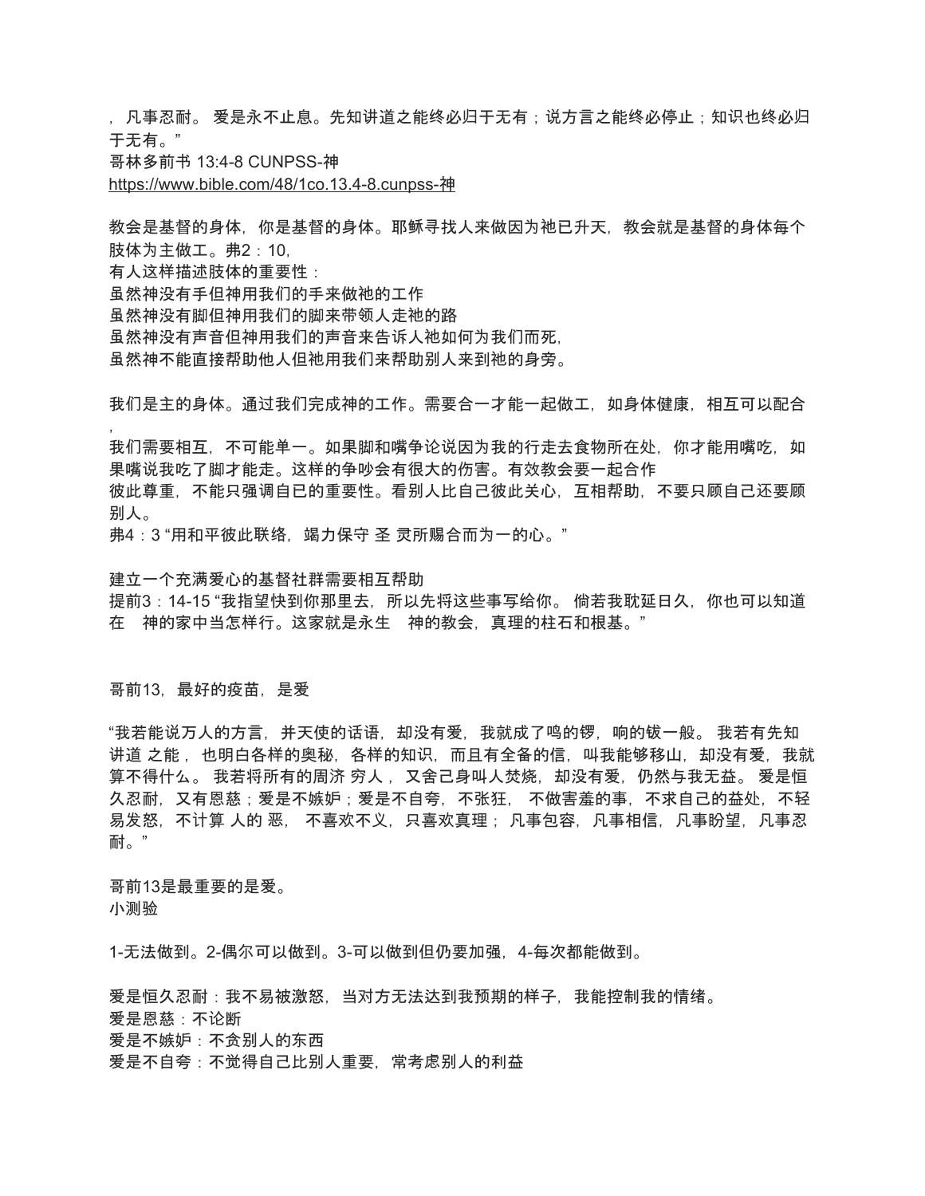，凡事忍耐。 爱是永不止息。先知讲道之能终必归于无有；说方言之能终必停止；知识也终必归于无有。”
哥林多前书 13:4-8 CUNPSS-神
https://www.bible.com/48/1co.13.4-8.cunpss-神

教会是基督的身体，你是基督的身体。耶稣寻找人来做因为祂已升天，教会就是基督的身体每个肢体为主做工。弗2：10,
有人这样描述肢体的重要性：
虽然神没有手但神用我们的手来做祂的工作
虽然神没有脚但神用我们的脚来带领人走祂的路
虽然神没有声音但神用我们的声音来告诉人祂如何为我们而死，
虽然神不能直接帮助他人但祂用我们来帮助别人来到祂的身旁。

我们是主的身体。通过我们完成神的工作。需要合一才能一起做工，如身体健康，相互可以配合，
我们需要相互，不可能单一。如果脚和嘴争论说因为我的行走去食物所在处，你才能用嘴吃，如果嘴说我吃了脚才能走。这样的争吵会有很大的伤害。有效教会要一起合作
彼此尊重，不能只强调自已的重要性。看别人比自己彼此关心，互相帮助，不要只顾自己还要顾别人。
弗4：3 “用和平彼此联络，竭力保守 圣 灵所赐合而为一的心。”

建立一个充满爱心的基督社群需要相互帮助
提前3：14-15 “我指望快到你那里去，所以先将这些事写给你。 倘若我耽延日久，你也可以知道在　神的家中当怎样行。这家就是永生　神的教会，真理的柱石和根基。”

哥前13，最好的疫苗，是爱

“我若能说万人的方言，并天使的话语，却没有爱，我就成了鸣的锣，响的钹一般。 我若有先知讲道 之能， 也明白各样的奥秘，各样的知识，而且有全备的信，叫我能够移山，却没有爱，我就算不得什么。 我若将所有的周济 穷人， 又舍己身叫人焚烧，却没有爱，仍然与我无益。 爱是恒久忍耐，又有恩慈；爱是不嫉妒；爱是不自夸，不张狂， 不做害羞的事，不求自己的益处，不轻易发怒，不计算 人的 恶， 不喜欢不义，只喜欢真理； 凡事包容，凡事相信，凡事盼望，凡事忍耐。”

哥前13是最重要的是爱。
小测验

1-无法做到。2-偶尔可以做到。3-可以做到但仍要加强，4-每次都能做到。

爱是恒久忍耐：我不易被激怒，当对方无法达到我预期的样子，我能控制我的情绪。
爱是恩慈：不论断
爱是不嫉妒：不贪别人的东西
爱是不自夸：不觉得自己比别人重要，常考虑别人的利益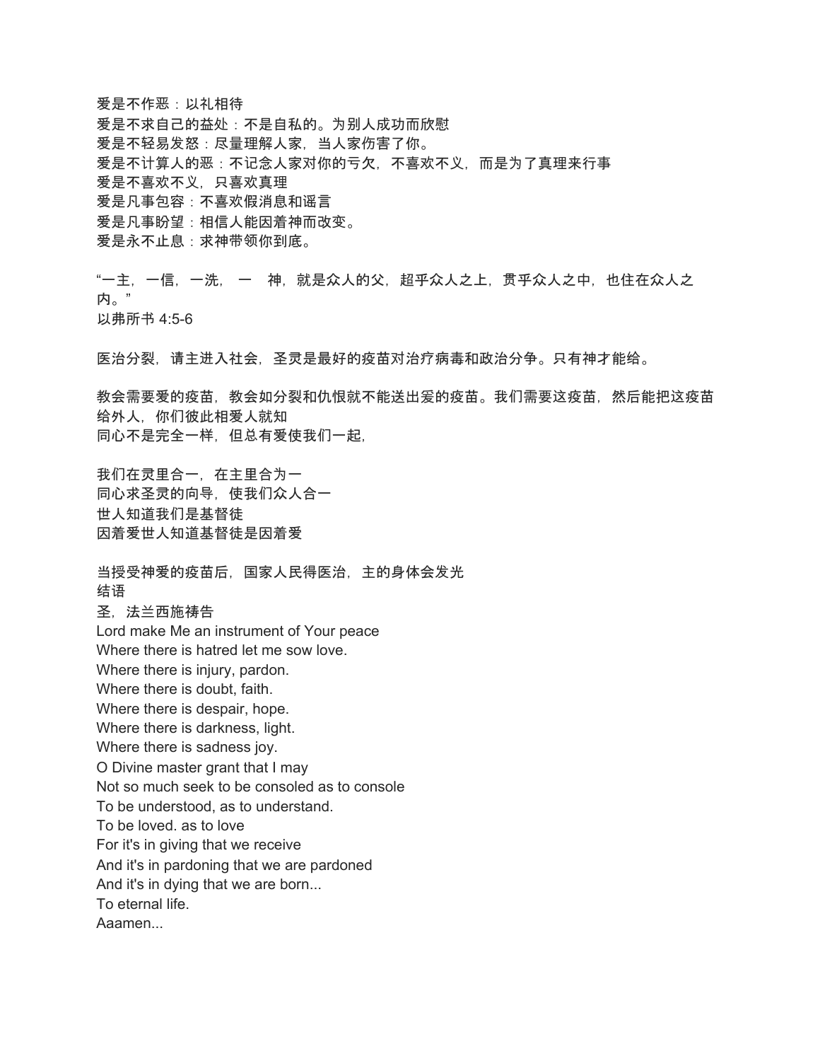爱是不作恶：以礼相待
爱是不求自己的益处：不是自私的。为别人成功而欣慰
爱是不轻易发怒：尽量理解人家，当人家伤害了你。
爱是不计算人的恶：不记念人家对你的亏欠，不喜欢不义，而是为了真理来行事
爱是不喜欢不义，只喜欢真理
爱是凡事包容：不喜欢假消息和谣言
爱是凡事盼望：相信人能因着神而改变。
爱是永不止息：求神带领你到底。

“一主，一信，一洗， 一　神，就是众人的父，超乎众人之上，贯乎众人之中，也住在众人之内。”
以弗所书 4:5-6

医治分裂，请主进入社会，圣灵是最好的疫苗对治疗病毒和政治分争。只有神才能给。

教会需要爱的疫苗，教会如分裂和仇恨就不能送出爰的疫苗。我们需要这疫苗，然后能把这疫苗给外人，你们彼此相爱人就知
同心不是完全一样，但总有爱使我们一起，

我们在灵里合一，在主里合为一
同心求圣灵的向导，使我们众人合一
世人知道我们是基督徒
因着爱世人知道基督徒是因着爱

当授受神爱的疫苗后，国家人民得医治，主的身体会发光
结语
圣，法兰西施祷告
Lord make Me an instrument of Your peace
Where there is hatred let me sow love.
Where there is injury, pardon.
Where there is doubt, faith.
Where there is despair, hope.
Where there is darkness, light.
Where there is sadness joy.
O Divine master grant that I may
Not so much seek to be consoled as to console
To be understood, as to understand.
To be loved. as to love
For it's in giving that we receive
And it's in pardoning that we are pardoned
And it's in dying that we are born...
To eternal life.
Aaamen...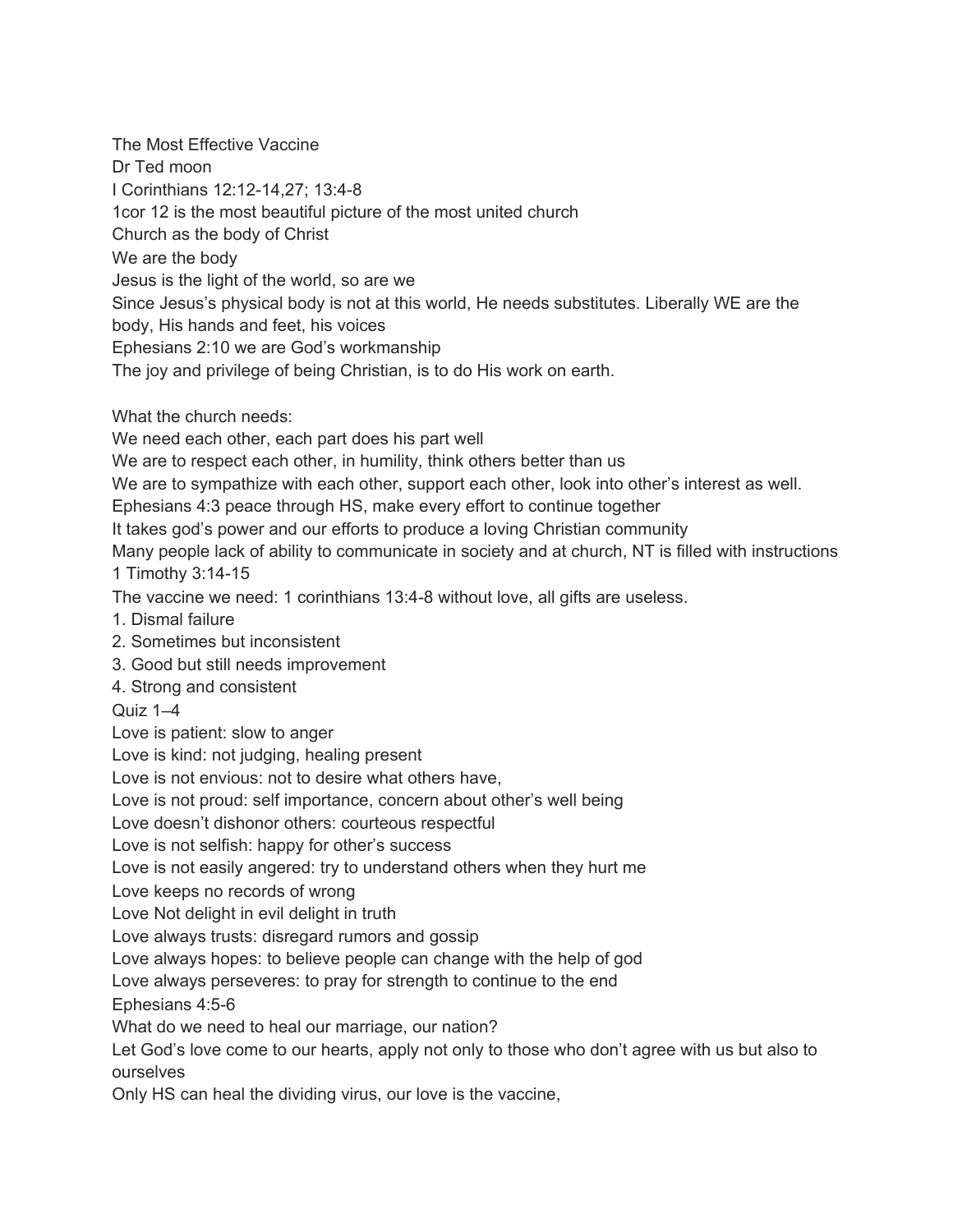The Most Effective Vaccine

Dr Ted moon

I Corinthians 12:12-14,27; 13:4-8

1cor 12 is the most beautiful picture of the most united church

Church as the body of Christ

We are the body

Jesus is the light of the world, so are we

Since Jesus's physical body is not at this world, He needs substitutes. Liberally WE are the body, His hands and feet, his voices

Ephesians 2:10 we are God's workmanship

The joy and privilege of being Christian, is to do His work on earth.

What the church needs:

We need each other, each part does his part well

We are to respect each other, in humility, think others better than us

We are to sympathize with each other, support each other, look into other's interest as well.

Ephesians 4:3 peace through HS, make every effort to continue together

It takes god's power and our efforts to produce a loving Christian community

Many people lack of ability to communicate in society and at church, NT is filled with instructions

1 Timothy 3:14-15

The vaccine we need: 1 corinthians 13:4-8 without love, all gifts are useless.

1. Dismal failure
2. Sometimes but inconsistent
3. Good but still needs improvement
4. Strong and consistent

Quiz 1–4

Love is patient: slow to anger

Love is kind: not judging, healing present

Love is not envious: not to desire what others have,

Love is not proud: self importance, concern about other's well being

Love doesn't dishonor others: courteous respectful

Love is not selfish: happy for other's success

Love is not easily angered: try to understand others when they hurt me

Love keeps no records of wrong

Love Not delight in evil delight in truth

Love always trusts: disregard rumors and gossip

Love always hopes: to believe people can change with the help of god

Love always perseveres: to pray for strength to continue to the end

Ephesians 4:5-6

What do we need to heal our marriage, our nation?

Let God's love come to our hearts, apply not only to those who don't agree with us but also to ourselves

Only HS can heal the dividing virus, our love is the vaccine,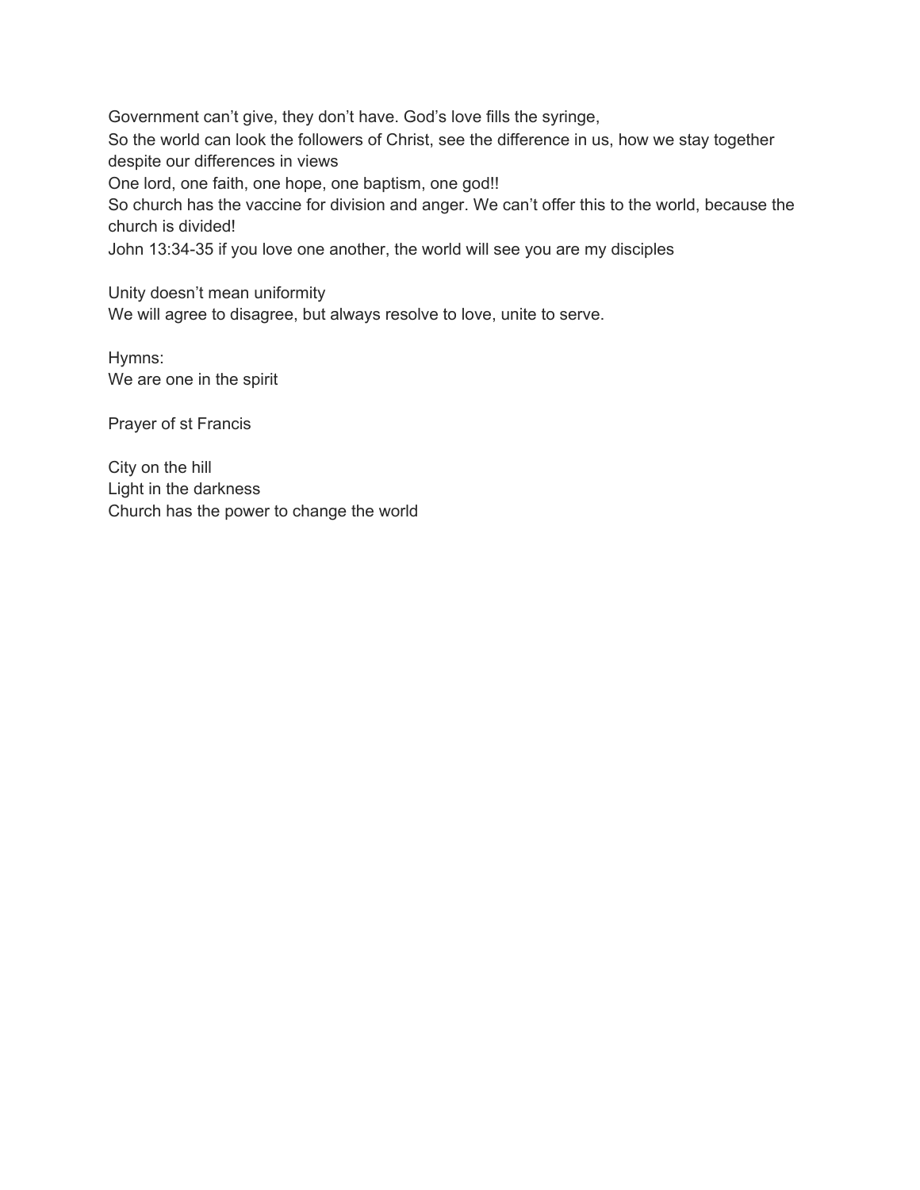Government can't give, they don't have. God's love fills the syringe,
So the world can look the followers of Christ, see the difference in us, how we stay together despite our differences in views
One lord, one faith, one hope, one baptism, one god!!
So church has the vaccine for division and anger. We can't offer this to the world, because the church is divided!
John 13:34-35 if you love one another, the world will see you are my disciples

Unity doesn't mean uniformity
We will agree to disagree, but always resolve to love, unite to serve.

Hymns:
We are one in the spirit

Prayer of st Francis

City on the hill
Light in the darkness
Church has the power to change the world